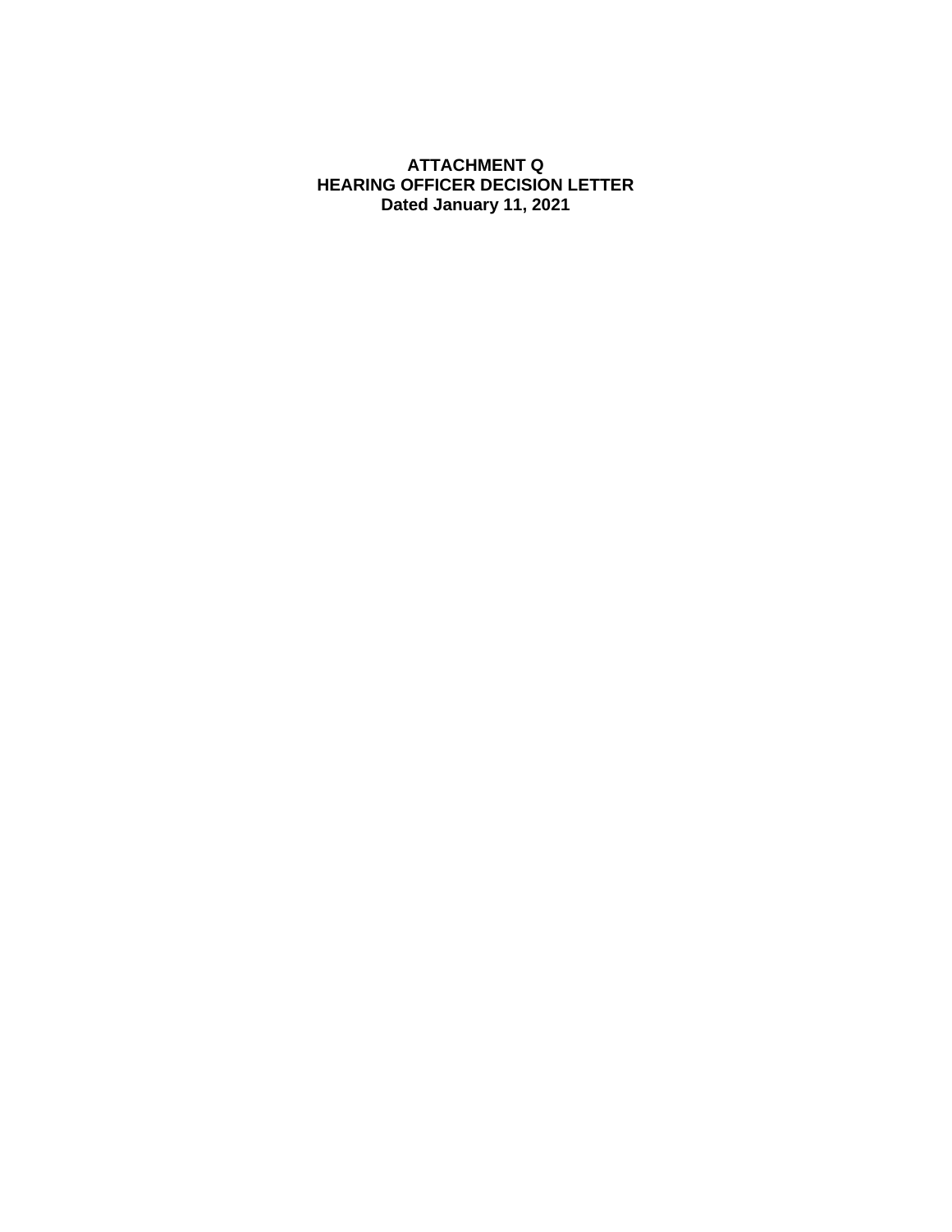# ATTACHMENT Q
## HEARING OFFICER DECISION LETTER
**Dated January 11, 2021**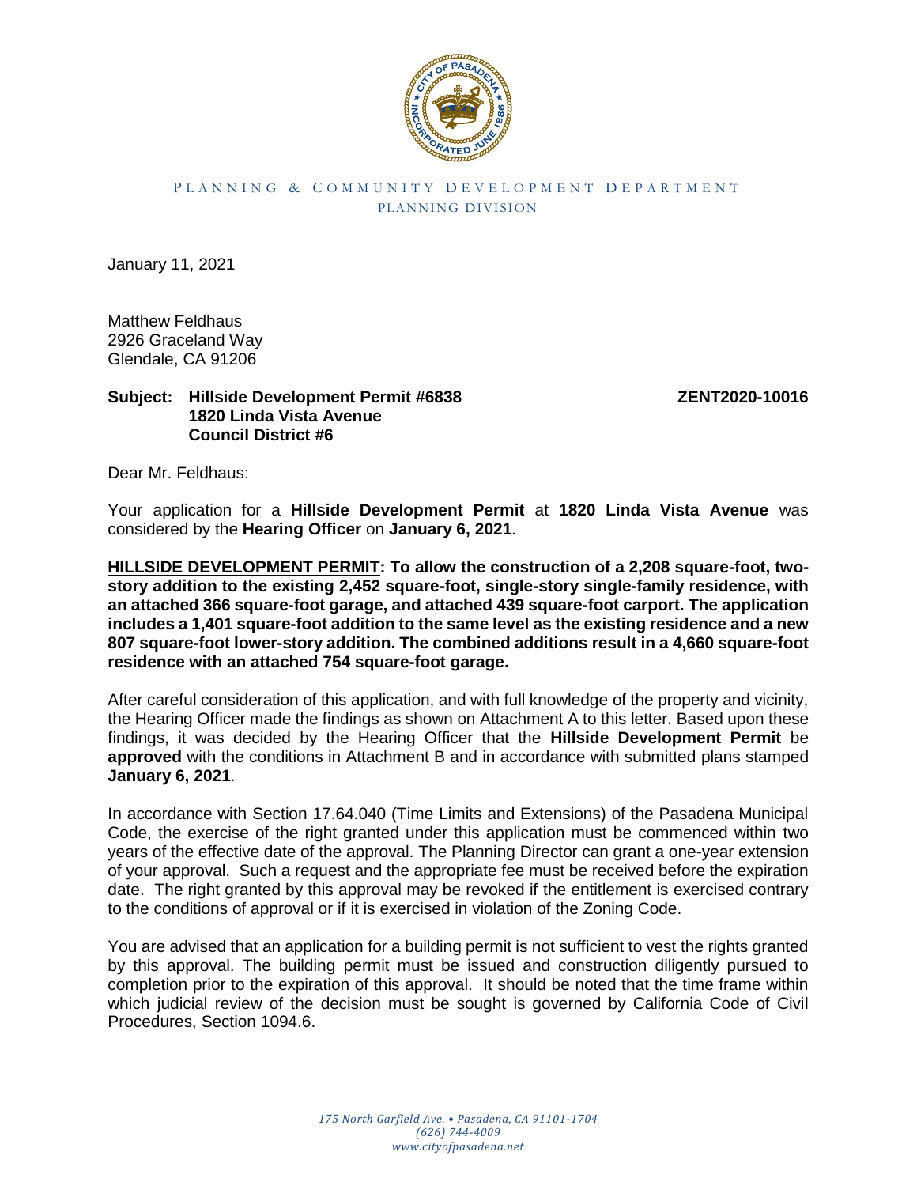PLANNING & COMMUNITY DEVELOPMENT DEPARTMENT
PLANNING DIVISION

January 11, 2021

Matthew Feldhaus
2926 Graceland Way
Glendale, CA 91206

**Subject: Hillside Development Permit #6838** **ZENT2020-10016**
**1820 Linda Vista Avenue**
**Council District #6**

Dear Mr. Feldhaus:

Your application for a **Hillside Development Permit** at **1820 Linda Vista Avenue** was considered by the **Hearing Officer** on **January 6, 2021**.

**HILLSIDE DEVELOPMENT PERMIT: To allow the construction of a 2,208 square-foot, two-story addition to the existing 2,452 square-foot, single-story single-family residence, with an attached 366 square-foot garage, and attached 439 square-foot carport. The application includes a 1,401 square-foot addition to the same level as the existing residence and a new 807 square-foot lower-story addition. The combined additions result in a 4,660 square-foot residence with an attached 754 square-foot garage.**

After careful consideration of this application, and with full knowledge of the property and vicinity, the Hearing Officer made the findings as shown on Attachment A to this letter. Based upon these findings, it was decided by the Hearing Officer that the **Hillside Development Permit** be **approved** with the conditions in Attachment B and in accordance with submitted plans stamped **January 6, 2021**.

In accordance with Section 17.64.040 (Time Limits and Extensions) of the Pasadena Municipal Code, the exercise of the right granted under this application must be commenced within two years of the effective date of the approval. The Planning Director can grant a one-year extension of your approval. Such a request and the appropriate fee must be received before the expiration date. The right granted by this approval may be revoked if the entitlement is exercised contrary to the conditions of approval or if it is exercised in violation of the Zoning Code.

You are advised that an application for a building permit is not sufficient to vest the rights granted by this approval. The building permit must be issued and construction diligently pursued to completion prior to the expiration of this approval. It should be noted that the time frame within which judicial review of the decision must be sought is governed by California Code of Civil Procedures, Section 1094.6.

*175 North Garfield Ave. • Pasadena, CA 91101-1704*
*(626) 744-4009*
*www.cityofpasadena.net*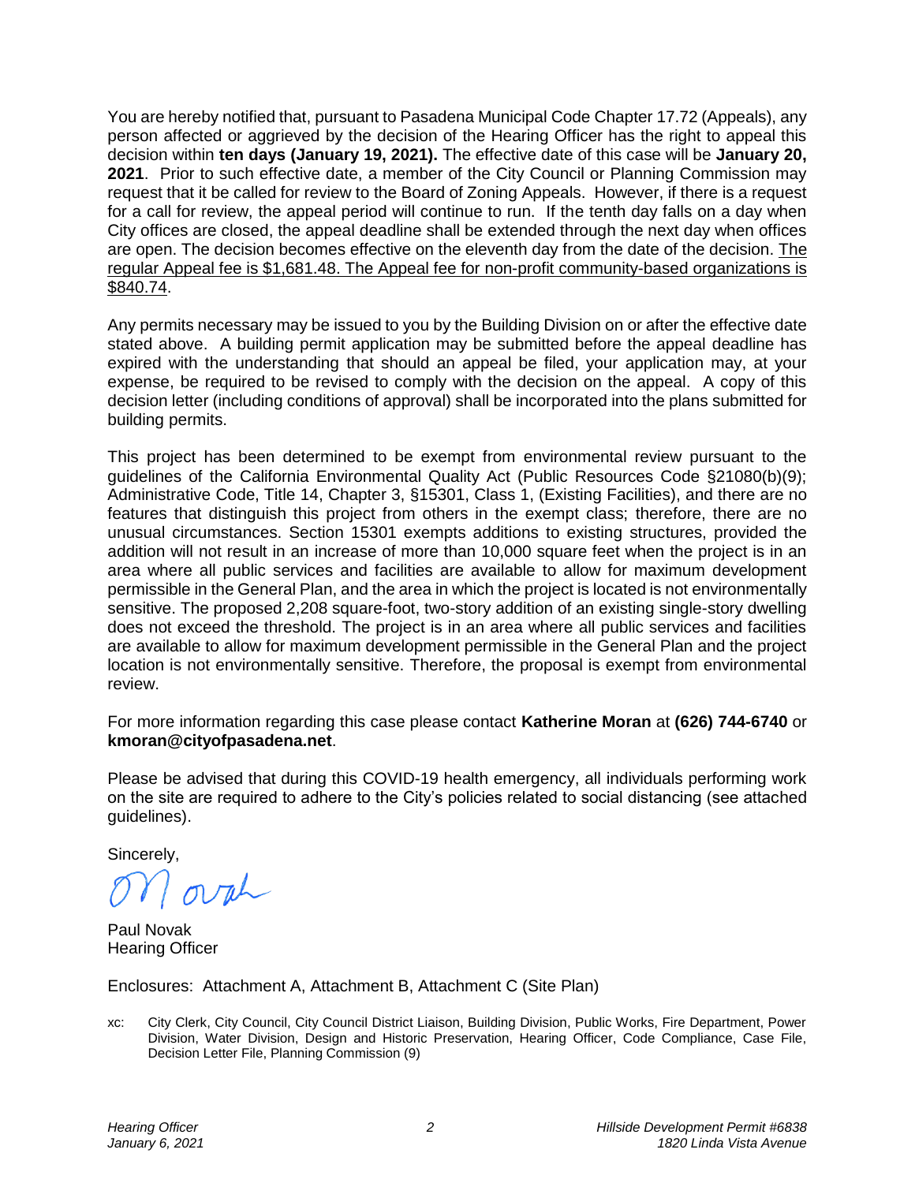You are hereby notified that, pursuant to Pasadena Municipal Code Chapter 17.72 (Appeals), any person affected or aggrieved by the decision of the Hearing Officer has the right to appeal this decision within **ten days (January 19, 2021).** The effective date of this case will be **January 20, 2021**. Prior to such effective date, a member of the City Council or Planning Commission may request that it be called for review to the Board of Zoning Appeals. However, if there is a request for a call for review, the appeal period will continue to run. If the tenth day falls on a day when City offices are closed, the appeal deadline shall be extended through the next day when offices are open. The decision becomes effective on the eleventh day from the date of the decision. The regular Appeal fee is $1,681.48. The Appeal fee for non-profit community-based organizations is $840.74.

Any permits necessary may be issued to you by the Building Division on or after the effective date stated above. A building permit application may be submitted before the appeal deadline has expired with the understanding that should an appeal be filed, your application may, at your expense, be required to be revised to comply with the decision on the appeal. A copy of this decision letter (including conditions of approval) shall be incorporated into the plans submitted for building permits.

This project has been determined to be exempt from environmental review pursuant to the guidelines of the California Environmental Quality Act (Public Resources Code §21080(b)(9); Administrative Code, Title 14, Chapter 3, §15301, Class 1, (Existing Facilities), and there are no features that distinguish this project from others in the exempt class; therefore, there are no unusual circumstances. Section 15301 exempts additions to existing structures, provided the addition will not result in an increase of more than 10,000 square feet when the project is in an area where all public services and facilities are available to allow for maximum development permissible in the General Plan, and the area in which the project is located is not environmentally sensitive. The proposed 2,208 square-foot, two-story addition of an existing single-story dwelling does not exceed the threshold. The project is in an area where all public services and facilities are available to allow for maximum development permissible in the General Plan and the project location is not environmentally sensitive. Therefore, the proposal is exempt from environmental review.

For more information regarding this case please contact **Katherine Moran** at **(626) 744-6740** or **kmoran@cityofpasadena.net**.

Please be advised that during this COVID-19 health emergency, all individuals performing work on the site are required to adhere to the City's policies related to social distancing (see attached guidelines).

Sincerely,

Paul Novak
Hearing Officer

Enclosures: Attachment A, Attachment B, Attachment C (Site Plan)

xc: City Clerk, City Council, City Council District Liaison, Building Division, Public Works, Fire Department, Power Division, Water Division, Design and Historic Preservation, Hearing Officer, Code Compliance, Case File, Decision Letter File, Planning Commission (9)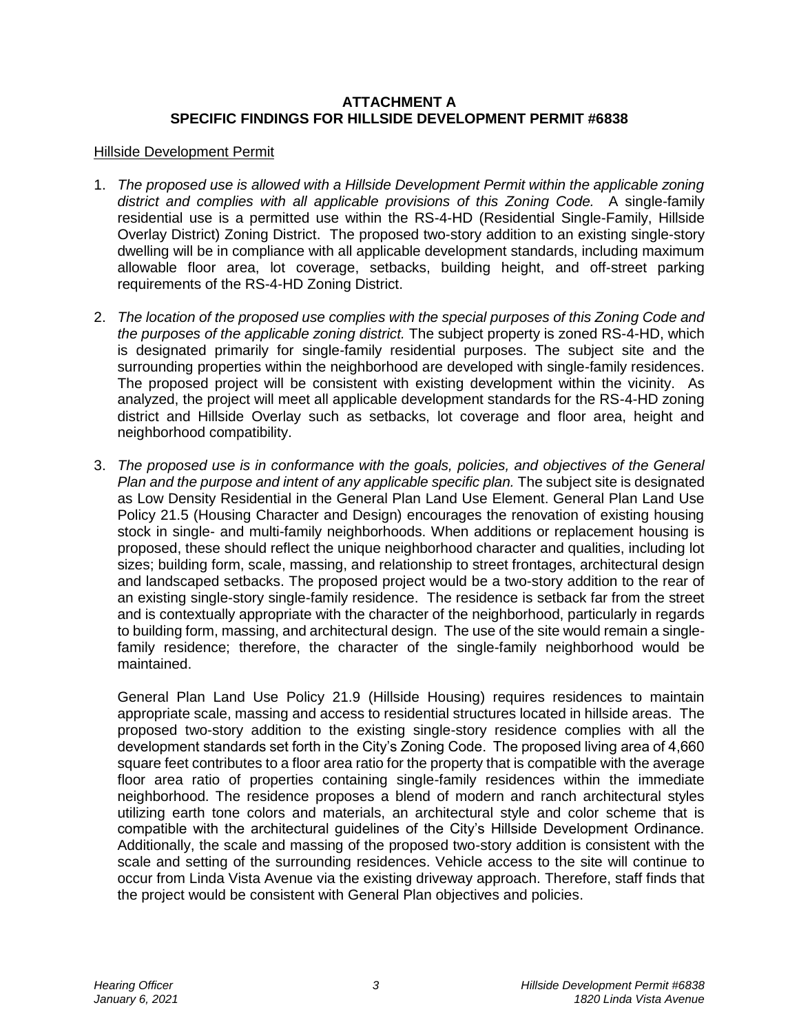**ATTACHMENT A**
**SPECIFIC FINDINGS FOR HILLSIDE DEVELOPMENT PERMIT #6838**

Hillside Development Permit

1. *The proposed use is allowed with a Hillside Development Permit within the applicable zoning district and complies with all applicable provisions of this Zoning Code.* A single-family residential use is a permitted use within the RS-4-HD (Residential Single-Family, Hillside Overlay District) Zoning District. The proposed two-story addition to an existing single-story dwelling will be in compliance with all applicable development standards, including maximum allowable floor area, lot coverage, setbacks, building height, and off-street parking requirements of the RS-4-HD Zoning District.

2. *The location of the proposed use complies with the special purposes of this Zoning Code and the purposes of the applicable zoning district.* The subject property is zoned RS-4-HD, which is designated primarily for single-family residential purposes. The subject site and the surrounding properties within the neighborhood are developed with single-family residences. The proposed project will be consistent with existing development within the vicinity. As analyzed, the project will meet all applicable development standards for the RS-4-HD zoning district and Hillside Overlay such as setbacks, lot coverage and floor area, height and neighborhood compatibility.

3. *The proposed use is in conformance with the goals, policies, and objectives of the General Plan and the purpose and intent of any applicable specific plan.* The subject site is designated as Low Density Residential in the General Plan Land Use Element. General Plan Land Use Policy 21.5 (Housing Character and Design) encourages the renovation of existing housing stock in single- and multi-family neighborhoods. When additions or replacement housing is proposed, these should reflect the unique neighborhood character and qualities, including lot sizes; building form, scale, massing, and relationship to street frontages, architectural design and landscaped setbacks. The proposed project would be a two-story addition to the rear of an existing single-story single-family residence. The residence is setback far from the street and is contextually appropriate with the character of the neighborhood, particularly in regards to building form, massing, and architectural design. The use of the site would remain a single-family residence; therefore, the character of the single-family neighborhood would be maintained.

   General Plan Land Use Policy 21.9 (Hillside Housing) requires residences to maintain appropriate scale, massing and access to residential structures located in hillside areas. The proposed two-story addition to the existing single-story residence complies with all the development standards set forth in the City's Zoning Code. The proposed living area of 4,660 square feet contributes to a floor area ratio for the property that is compatible with the average floor area ratio of properties containing single-family residences within the immediate neighborhood. The residence proposes a blend of modern and ranch architectural styles utilizing earth tone colors and materials, an architectural style and color scheme that is compatible with the architectural guidelines of the City's Hillside Development Ordinance. Additionally, the scale and massing of the proposed two-story addition is consistent with the scale and setting of the surrounding residences. Vehicle access to the site will continue to occur from Linda Vista Avenue via the existing driveway approach. Therefore, staff finds that the project would be consistent with General Plan objectives and policies.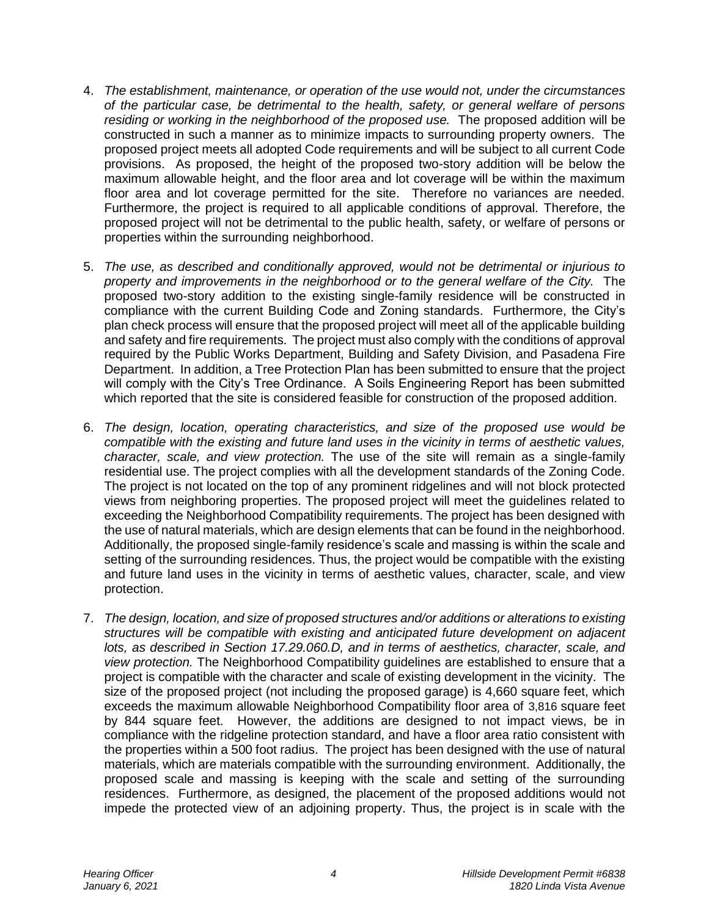4. *The establishment, maintenance, or operation of the use would not, under the circumstances of the particular case, be detrimental to the health, safety, or general welfare of persons residing or working in the neighborhood of the proposed use.* The proposed addition will be constructed in such a manner as to minimize impacts to surrounding property owners. The proposed project meets all adopted Code requirements and will be subject to all current Code provisions. As proposed, the height of the proposed two-story addition will be below the maximum allowable height, and the floor area and lot coverage will be within the maximum floor area and lot coverage permitted for the site. Therefore no variances are needed. Furthermore, the project is required to all applicable conditions of approval. Therefore, the proposed project will not be detrimental to the public health, safety, or welfare of persons or properties within the surrounding neighborhood.

5. *The use, as described and conditionally approved, would not be detrimental or injurious to property and improvements in the neighborhood or to the general welfare of the City.* The proposed two-story addition to the existing single-family residence will be constructed in compliance with the current Building Code and Zoning standards. Furthermore, the City's plan check process will ensure that the proposed project will meet all of the applicable building and safety and fire requirements. The project must also comply with the conditions of approval required by the Public Works Department, Building and Safety Division, and Pasadena Fire Department. In addition, a Tree Protection Plan has been submitted to ensure that the project will comply with the City's Tree Ordinance. A Soils Engineering Report has been submitted which reported that the site is considered feasible for construction of the proposed addition.

6. *The design, location, operating characteristics, and size of the proposed use would be compatible with the existing and future land uses in the vicinity in terms of aesthetic values, character, scale, and view protection.* The use of the site will remain as a single-family residential use. The project complies with all the development standards of the Zoning Code. The project is not located on the top of any prominent ridgelines and will not block protected views from neighboring properties. The proposed project will meet the guidelines related to exceeding the Neighborhood Compatibility requirements. The project has been designed with the use of natural materials, which are design elements that can be found in the neighborhood. Additionally, the proposed single-family residence's scale and massing is within the scale and setting of the surrounding residences. Thus, the project would be compatible with the existing and future land uses in the vicinity in terms of aesthetic values, character, scale, and view protection.

7. *The design, location, and size of proposed structures and/or additions or alterations to existing structures will be compatible with existing and anticipated future development on adjacent lots, as described in Section 17.29.060.D, and in terms of aesthetics, character, scale, and view protection.* The Neighborhood Compatibility guidelines are established to ensure that a project is compatible with the character and scale of existing development in the vicinity. The size of the proposed project (not including the proposed garage) is 4,660 square feet, which exceeds the maximum allowable Neighborhood Compatibility floor area of 3,816 square feet by 844 square feet. However, the additions are designed to not impact views, be in compliance with the ridgeline protection standard, and have a floor area ratio consistent with the properties within a 500 foot radius. The project has been designed with the use of natural materials, which are materials compatible with the surrounding environment. Additionally, the proposed scale and massing is keeping with the scale and setting of the surrounding residences. Furthermore, as designed, the placement of the proposed additions would not impede the protected view of an adjoining property. Thus, the project is in scale with the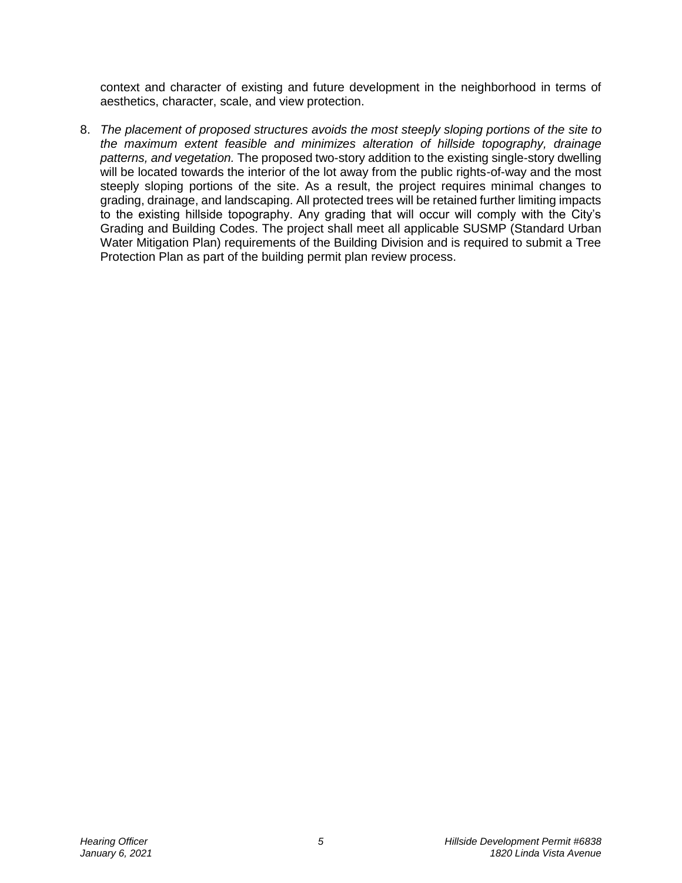context and character of existing and future development in the neighborhood in terms of aesthetics, character, scale, and view protection.

8. *The placement of proposed structures avoids the most steeply sloping portions of the site to the maximum extent feasible and minimizes alteration of hillside topography, drainage patterns, and vegetation.* The proposed two-story addition to the existing single-story dwelling will be located towards the interior of the lot away from the public rights-of-way and the most steeply sloping portions of the site. As a result, the project requires minimal changes to grading, drainage, and landscaping. All protected trees will be retained further limiting impacts to the existing hillside topography. Any grading that will occur will comply with the City's Grading and Building Codes. The project shall meet all applicable SUSMP (Standard Urban Water Mitigation Plan) requirements of the Building Division and is required to submit a Tree Protection Plan as part of the building permit plan review process.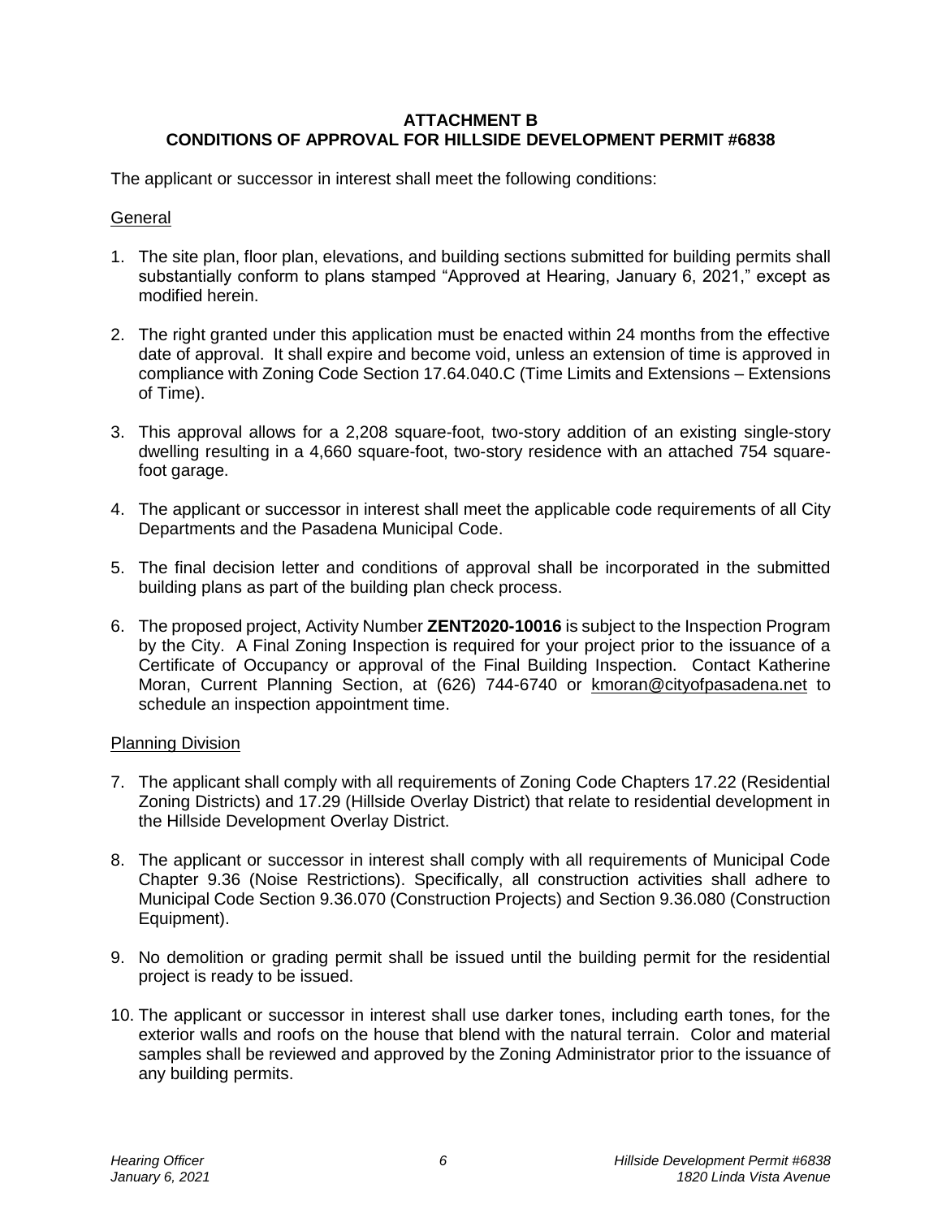**ATTACHMENT B**
**CONDITIONS OF APPROVAL FOR HILLSIDE DEVELOPMENT PERMIT #6838**

The applicant or successor in interest shall meet the following conditions:

General

1. The site plan, floor plan, elevations, and building sections submitted for building permits shall substantially conform to plans stamped "Approved at Hearing, January 6, 2021," except as modified herein.

2. The right granted under this application must be enacted within 24 months from the effective date of approval. It shall expire and become void, unless an extension of time is approved in compliance with Zoning Code Section 17.64.040.C (Time Limits and Extensions – Extensions of Time).

3. This approval allows for a 2,208 square-foot, two-story addition of an existing single-story dwelling resulting in a 4,660 square-foot, two-story residence with an attached 754 square-foot garage.

4. The applicant or successor in interest shall meet the applicable code requirements of all City Departments and the Pasadena Municipal Code.

5. The final decision letter and conditions of approval shall be incorporated in the submitted building plans as part of the building plan check process.

6. The proposed project, Activity Number **ZENT2020-10016** is subject to the Inspection Program by the City. A Final Zoning Inspection is required for your project prior to the issuance of a Certificate of Occupancy or approval of the Final Building Inspection. Contact Katherine Moran, Current Planning Section, at (626) 744-6740 or kmoran@cityofpasadena.net to schedule an inspection appointment time.

Planning Division

7. The applicant shall comply with all requirements of Zoning Code Chapters 17.22 (Residential Zoning Districts) and 17.29 (Hillside Overlay District) that relate to residential development in the Hillside Development Overlay District.

8. The applicant or successor in interest shall comply with all requirements of Municipal Code Chapter 9.36 (Noise Restrictions). Specifically, all construction activities shall adhere to Municipal Code Section 9.36.070 (Construction Projects) and Section 9.36.080 (Construction Equipment).

9. No demolition or grading permit shall be issued until the building permit for the residential project is ready to be issued.

10. The applicant or successor in interest shall use darker tones, including earth tones, for the exterior walls and roofs on the house that blend with the natural terrain. Color and material samples shall be reviewed and approved by the Zoning Administrator prior to the issuance of any building permits.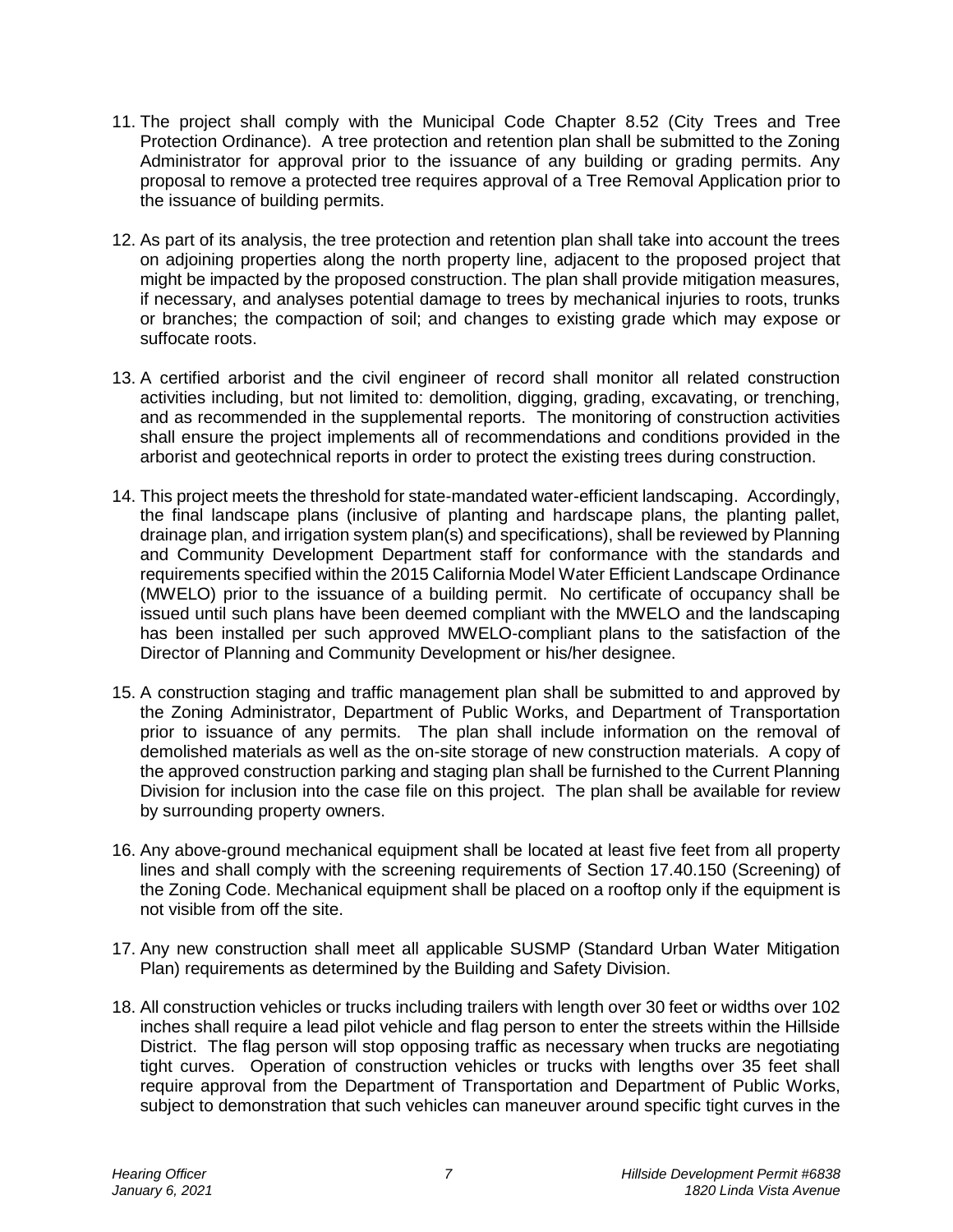11. The project shall comply with the Municipal Code Chapter 8.52 (City Trees and Tree Protection Ordinance). A tree protection and retention plan shall be submitted to the Zoning Administrator for approval prior to the issuance of any building or grading permits. Any proposal to remove a protected tree requires approval of a Tree Removal Application prior to the issuance of building permits.

12. As part of its analysis, the tree protection and retention plan shall take into account the trees on adjoining properties along the north property line, adjacent to the proposed project that might be impacted by the proposed construction. The plan shall provide mitigation measures, if necessary, and analyses potential damage to trees by mechanical injuries to roots, trunks or branches; the compaction of soil; and changes to existing grade which may expose or suffocate roots.

13. A certified arborist and the civil engineer of record shall monitor all related construction activities including, but not limited to: demolition, digging, grading, excavating, or trenching, and as recommended in the supplemental reports. The monitoring of construction activities shall ensure the project implements all of recommendations and conditions provided in the arborist and geotechnical reports in order to protect the existing trees during construction.

14. This project meets the threshold for state-mandated water-efficient landscaping. Accordingly, the final landscape plans (inclusive of planting and hardscape plans, the planting pallet, drainage plan, and irrigation system plan(s) and specifications), shall be reviewed by Planning and Community Development Department staff for conformance with the standards and requirements specified within the 2015 California Model Water Efficient Landscape Ordinance (MWELO) prior to the issuance of a building permit. No certificate of occupancy shall be issued until such plans have been deemed compliant with the MWELO and the landscaping has been installed per such approved MWELO-compliant plans to the satisfaction of the Director of Planning and Community Development or his/her designee.

15. A construction staging and traffic management plan shall be submitted to and approved by the Zoning Administrator, Department of Public Works, and Department of Transportation prior to issuance of any permits. The plan shall include information on the removal of demolished materials as well as the on-site storage of new construction materials. A copy of the approved construction parking and staging plan shall be furnished to the Current Planning Division for inclusion into the case file on this project. The plan shall be available for review by surrounding property owners.

16. Any above-ground mechanical equipment shall be located at least five feet from all property lines and shall comply with the screening requirements of Section 17.40.150 (Screening) of the Zoning Code. Mechanical equipment shall be placed on a rooftop only if the equipment is not visible from off the site.

17. Any new construction shall meet all applicable SUSMP (Standard Urban Water Mitigation Plan) requirements as determined by the Building and Safety Division.

18. All construction vehicles or trucks including trailers with length over 30 feet or widths over 102 inches shall require a lead pilot vehicle and flag person to enter the streets within the Hillside District. The flag person will stop opposing traffic as necessary when trucks are negotiating tight curves. Operation of construction vehicles or trucks with lengths over 35 feet shall require approval from the Department of Transportation and Department of Public Works, subject to demonstration that such vehicles can maneuver around specific tight curves in the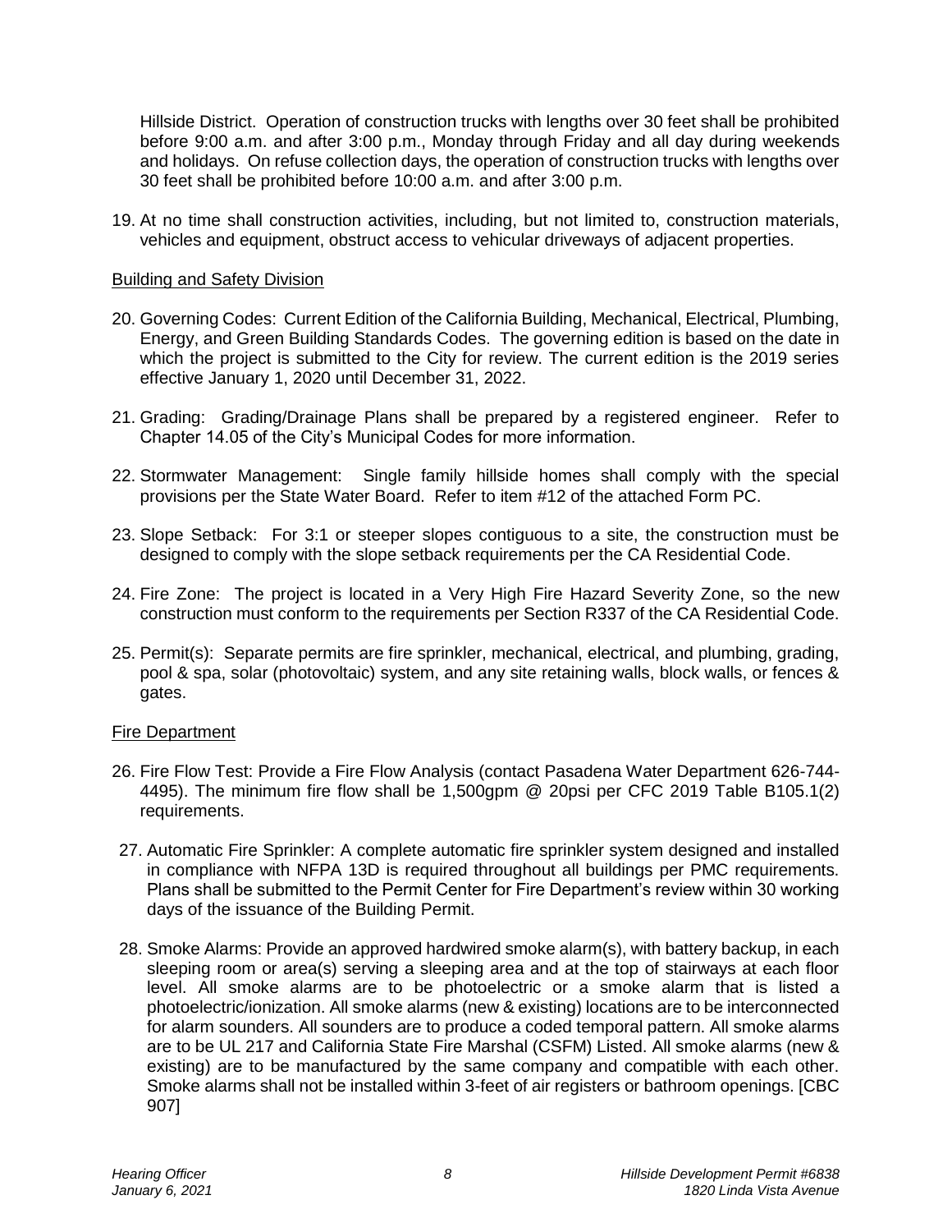Hillside District. Operation of construction trucks with lengths over 30 feet shall be prohibited before 9:00 a.m. and after 3:00 p.m., Monday through Friday and all day during weekends and holidays. On refuse collection days, the operation of construction trucks with lengths over 30 feet shall be prohibited before 10:00 a.m. and after 3:00 p.m.

19. At no time shall construction activities, including, but not limited to, construction materials, vehicles and equipment, obstruct access to vehicular driveways of adjacent properties.

Building and Safety Division

20. Governing Codes: Current Edition of the California Building, Mechanical, Electrical, Plumbing, Energy, and Green Building Standards Codes. The governing edition is based on the date in which the project is submitted to the City for review. The current edition is the 2019 series effective January 1, 2020 until December 31, 2022.

21. Grading: Grading/Drainage Plans shall be prepared by a registered engineer. Refer to Chapter 14.05 of the City's Municipal Codes for more information.

22. Stormwater Management: Single family hillside homes shall comply with the special provisions per the State Water Board. Refer to item #12 of the attached Form PC.

23. Slope Setback: For 3:1 or steeper slopes contiguous to a site, the construction must be designed to comply with the slope setback requirements per the CA Residential Code.

24. Fire Zone: The project is located in a Very High Fire Hazard Severity Zone, so the new construction must conform to the requirements per Section R337 of the CA Residential Code.

25. Permit(s): Separate permits are fire sprinkler, mechanical, electrical, and plumbing, grading, pool & spa, solar (photovoltaic) system, and any site retaining walls, block walls, or fences & gates.

Fire Department

26. Fire Flow Test: Provide a Fire Flow Analysis (contact Pasadena Water Department 626-744-4495). The minimum fire flow shall be 1,500gpm @ 20psi per CFC 2019 Table B105.1(2) requirements.

27. Automatic Fire Sprinkler: A complete automatic fire sprinkler system designed and installed in compliance with NFPA 13D is required throughout all buildings per PMC requirements. Plans shall be submitted to the Permit Center for Fire Department's review within 30 working days of the issuance of the Building Permit.

28. Smoke Alarms: Provide an approved hardwired smoke alarm(s), with battery backup, in each sleeping room or area(s) serving a sleeping area and at the top of stairways at each floor level. All smoke alarms are to be photoelectric or a smoke alarm that is listed a photoelectric/ionization. All smoke alarms (new & existing) locations are to be interconnected for alarm sounders. All sounders are to produce a coded temporal pattern. All smoke alarms are to be UL 217 and California State Fire Marshal (CSFM) Listed. All smoke alarms (new & existing) are to be manufactured by the same company and compatible with each other. Smoke alarms shall not be installed within 3-feet of air registers or bathroom openings. [CBC 907]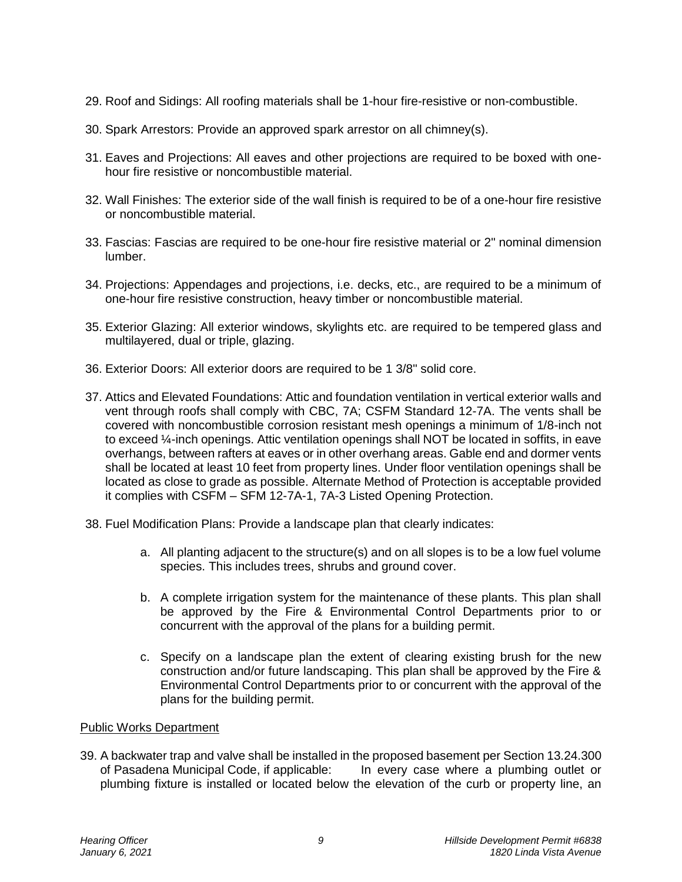29. Roof and Sidings: All roofing materials shall be 1-hour fire-resistive or non-combustible.

30. Spark Arrestors: Provide an approved spark arrestor on all chimney(s).

31. Eaves and Projections: All eaves and other projections are required to be boxed with one-hour fire resistive or noncombustible material.

32. Wall Finishes: The exterior side of the wall finish is required to be of a one-hour fire resistive or noncombustible material.

33. Fascias: Fascias are required to be one-hour fire resistive material or 2" nominal dimension lumber.

34. Projections: Appendages and projections, i.e. decks, etc., are required to be a minimum of one-hour fire resistive construction, heavy timber or noncombustible material.

35. Exterior Glazing: All exterior windows, skylights etc. are required to be tempered glass and multilayered, dual or triple, glazing.

36. Exterior Doors: All exterior doors are required to be 1 3/8" solid core.

37. Attics and Elevated Foundations: Attic and foundation ventilation in vertical exterior walls and vent through roofs shall comply with CBC, 7A; CSFM Standard 12-7A. The vents shall be covered with noncombustible corrosion resistant mesh openings a minimum of 1/8-inch not to exceed ¼-inch openings. Attic ventilation openings shall NOT be located in soffits, in eave overhangs, between rafters at eaves or in other overhang areas. Gable end and dormer vents shall be located at least 10 feet from property lines. Under floor ventilation openings shall be located as close to grade as possible. Alternate Method of Protection is acceptable provided it complies with CSFM – SFM 12-7A-1, 7A-3 Listed Opening Protection.

38. Fuel Modification Plans: Provide a landscape plan that clearly indicates:

    a. All planting adjacent to the structure(s) and on all slopes is to be a low fuel volume species. This includes trees, shrubs and ground cover.

    b. A complete irrigation system for the maintenance of these plants. This plan shall be approved by the Fire & Environmental Control Departments prior to or concurrent with the approval of the plans for a building permit.

    c. Specify on a landscape plan the extent of clearing existing brush for the new construction and/or future landscaping. This plan shall be approved by the Fire & Environmental Control Departments prior to or concurrent with the approval of the plans for the building permit.

Public Works Department

39. A backwater trap and valve shall be installed in the proposed basement per Section 13.24.300 of Pasadena Municipal Code, if applicable: In every case where a plumbing outlet or plumbing fixture is installed or located below the elevation of the curb or property line, an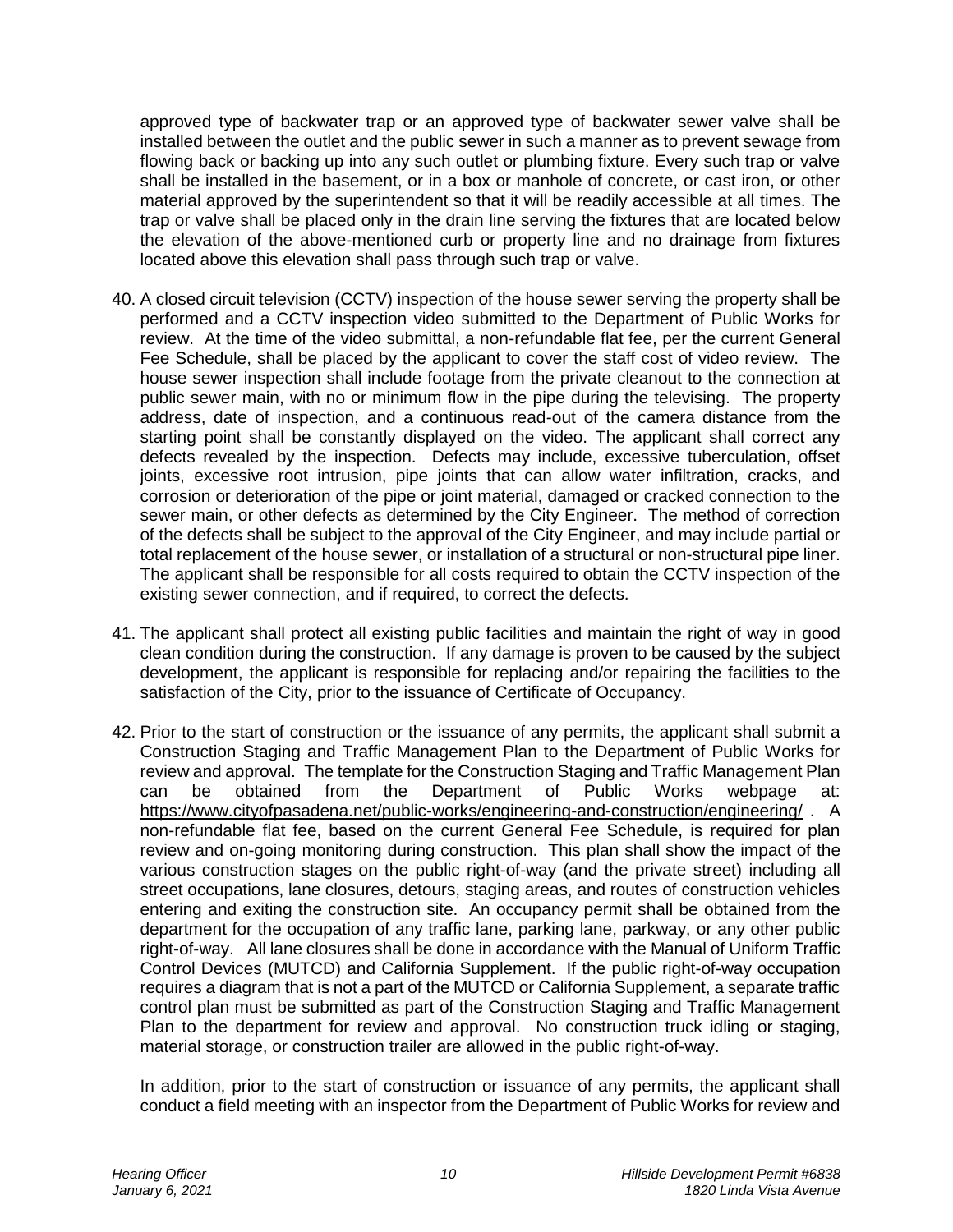approved type of backwater trap or an approved type of backwater sewer valve shall be installed between the outlet and the public sewer in such a manner as to prevent sewage from flowing back or backing up into any such outlet or plumbing fixture. Every such trap or valve shall be installed in the basement, or in a box or manhole of concrete, or cast iron, or other material approved by the superintendent so that it will be readily accessible at all times. The trap or valve shall be placed only in the drain line serving the fixtures that are located below the elevation of the above-mentioned curb or property line and no drainage from fixtures located above this elevation shall pass through such trap or valve.

40. A closed circuit television (CCTV) inspection of the house sewer serving the property shall be performed and a CCTV inspection video submitted to the Department of Public Works for review. At the time of the video submittal, a non-refundable flat fee, per the current General Fee Schedule, shall be placed by the applicant to cover the staff cost of video review. The house sewer inspection shall include footage from the private cleanout to the connection at public sewer main, with no or minimum flow in the pipe during the televising. The property address, date of inspection, and a continuous read-out of the camera distance from the starting point shall be constantly displayed on the video. The applicant shall correct any defects revealed by the inspection. Defects may include, excessive tuberculation, offset joints, excessive root intrusion, pipe joints that can allow water infiltration, cracks, and corrosion or deterioration of the pipe or joint material, damaged or cracked connection to the sewer main, or other defects as determined by the City Engineer. The method of correction of the defects shall be subject to the approval of the City Engineer, and may include partial or total replacement of the house sewer, or installation of a structural or non-structural pipe liner. The applicant shall be responsible for all costs required to obtain the CCTV inspection of the existing sewer connection, and if required, to correct the defects.

41. The applicant shall protect all existing public facilities and maintain the right of way in good clean condition during the construction. If any damage is proven to be caused by the subject development, the applicant is responsible for replacing and/or repairing the facilities to the satisfaction of the City, prior to the issuance of Certificate of Occupancy.

42. Prior to the start of construction or the issuance of any permits, the applicant shall submit a Construction Staging and Traffic Management Plan to the Department of Public Works for review and approval. The template for the Construction Staging and Traffic Management Plan can be obtained from the Department of Public Works webpage at: https://www.cityofpasadena.net/public-works/engineering-and-construction/engineering/ . A non-refundable flat fee, based on the current General Fee Schedule, is required for plan review and on-going monitoring during construction. This plan shall show the impact of the various construction stages on the public right-of-way (and the private street) including all street occupations, lane closures, detours, staging areas, and routes of construction vehicles entering and exiting the construction site. An occupancy permit shall be obtained from the department for the occupation of any traffic lane, parking lane, parkway, or any other public right-of-way. All lane closures shall be done in accordance with the Manual of Uniform Traffic Control Devices (MUTCD) and California Supplement. If the public right-of-way occupation requires a diagram that is not a part of the MUTCD or California Supplement, a separate traffic control plan must be submitted as part of the Construction Staging and Traffic Management Plan to the department for review and approval. No construction truck idling or staging, material storage, or construction trailer are allowed in the public right-of-way.

    In addition, prior to the start of construction or issuance of any permits, the applicant shall conduct a field meeting with an inspector from the Department of Public Works for review and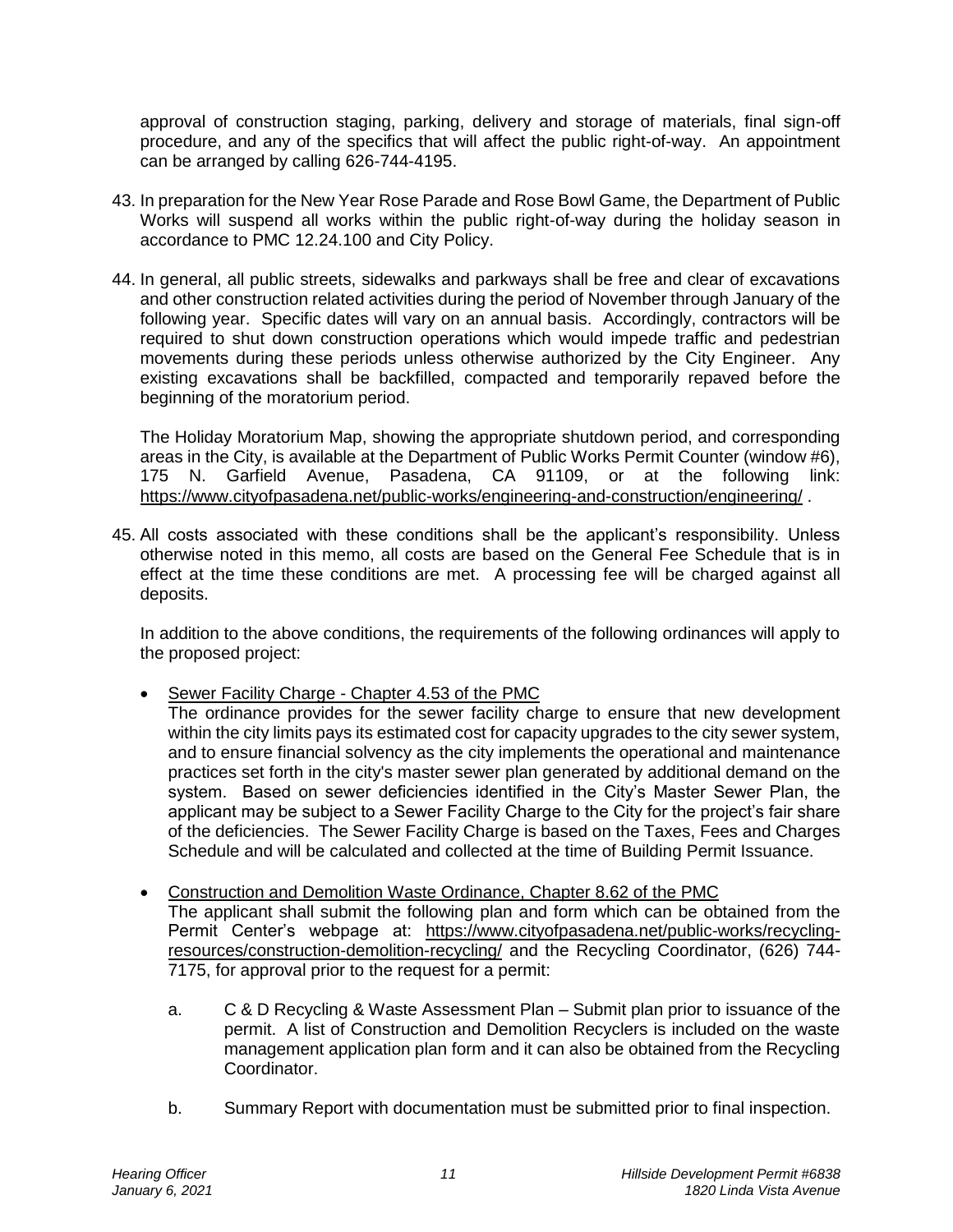approval of construction staging, parking, delivery and storage of materials, final sign-off procedure, and any of the specifics that will affect the public right-of-way. An appointment can be arranged by calling 626-744-4195.

43. In preparation for the New Year Rose Parade and Rose Bowl Game, the Department of Public Works will suspend all works within the public right-of-way during the holiday season in accordance to PMC 12.24.100 and City Policy.

44. In general, all public streets, sidewalks and parkways shall be free and clear of excavations and other construction related activities during the period of November through January of the following year. Specific dates will vary on an annual basis. Accordingly, contractors will be required to shut down construction operations which would impede traffic and pedestrian movements during these periods unless otherwise authorized by the City Engineer. Any existing excavations shall be backfilled, compacted and temporarily repaved before the beginning of the moratorium period.

    The Holiday Moratorium Map, showing the appropriate shutdown period, and corresponding areas in the City, is available at the Department of Public Works Permit Counter (window #6), 175 N. Garfield Avenue, Pasadena, CA 91109, or at the following link: https://www.cityofpasadena.net/public-works/engineering-and-construction/engineering/ .

45. All costs associated with these conditions shall be the applicant's responsibility. Unless otherwise noted in this memo, all costs are based on the General Fee Schedule that is in effect at the time these conditions are met. A processing fee will be charged against all deposits.

    In addition to the above conditions, the requirements of the following ordinances will apply to the proposed project:

    - Sewer Facility Charge - Chapter 4.53 of the PMC
      The ordinance provides for the sewer facility charge to ensure that new development within the city limits pays its estimated cost for capacity upgrades to the city sewer system, and to ensure financial solvency as the city implements the operational and maintenance practices set forth in the city's master sewer plan generated by additional demand on the system. Based on sewer deficiencies identified in the City's Master Sewer Plan, the applicant may be subject to a Sewer Facility Charge to the City for the project's fair share of the deficiencies. The Sewer Facility Charge is based on the Taxes, Fees and Charges Schedule and will be calculated and collected at the time of Building Permit Issuance.

    - Construction and Demolition Waste Ordinance, Chapter 8.62 of the PMC
      The applicant shall submit the following plan and form which can be obtained from the Permit Center's webpage at: https://www.cityofpasadena.net/public-works/recycling-resources/construction-demolition-recycling/ and the Recycling Coordinator, (626) 744-7175, for approval prior to the request for a permit:

      a. C & D Recycling & Waste Assessment Plan – Submit plan prior to issuance of the permit. A list of Construction and Demolition Recyclers is included on the waste management application plan form and it can also be obtained from the Recycling Coordinator.

      b. Summary Report with documentation must be submitted prior to final inspection.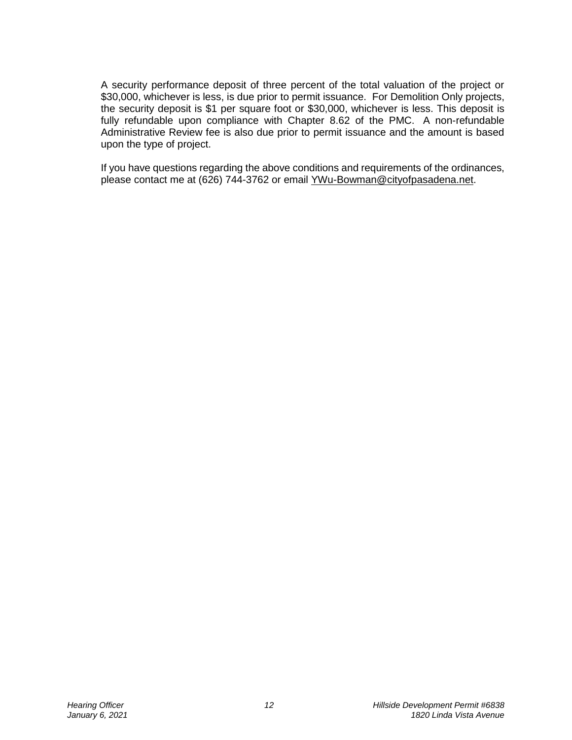A security performance deposit of three percent of the total valuation of the project or $30,000, whichever is less, is due prior to permit issuance. For Demolition Only projects, the security deposit is $1 per square foot or $30,000, whichever is less. This deposit is fully refundable upon compliance with Chapter 8.62 of the PMC. A non-refundable Administrative Review fee is also due prior to permit issuance and the amount is based upon the type of project.

If you have questions regarding the above conditions and requirements of the ordinances, please contact me at (626) 744-3762 or email YWu-Bowman@cityofpasadena.net.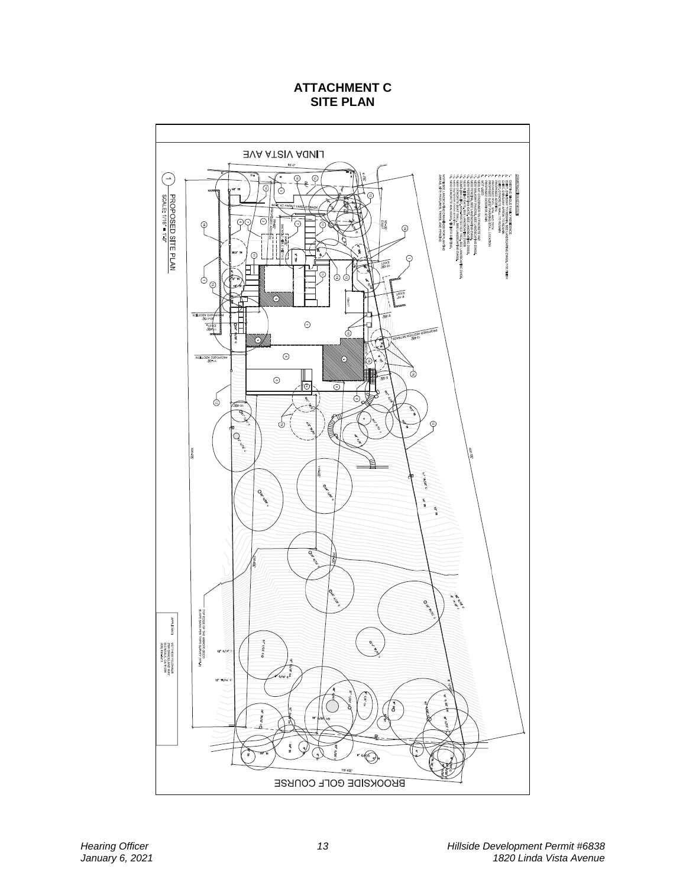# ATTACHMENT C
# SITE PLAN

LINDA VISTA AVE

PROPOSED SITE PLAN
SCALE: 1/16" = 1'-0"

BROOKSIDE GOLF COURSE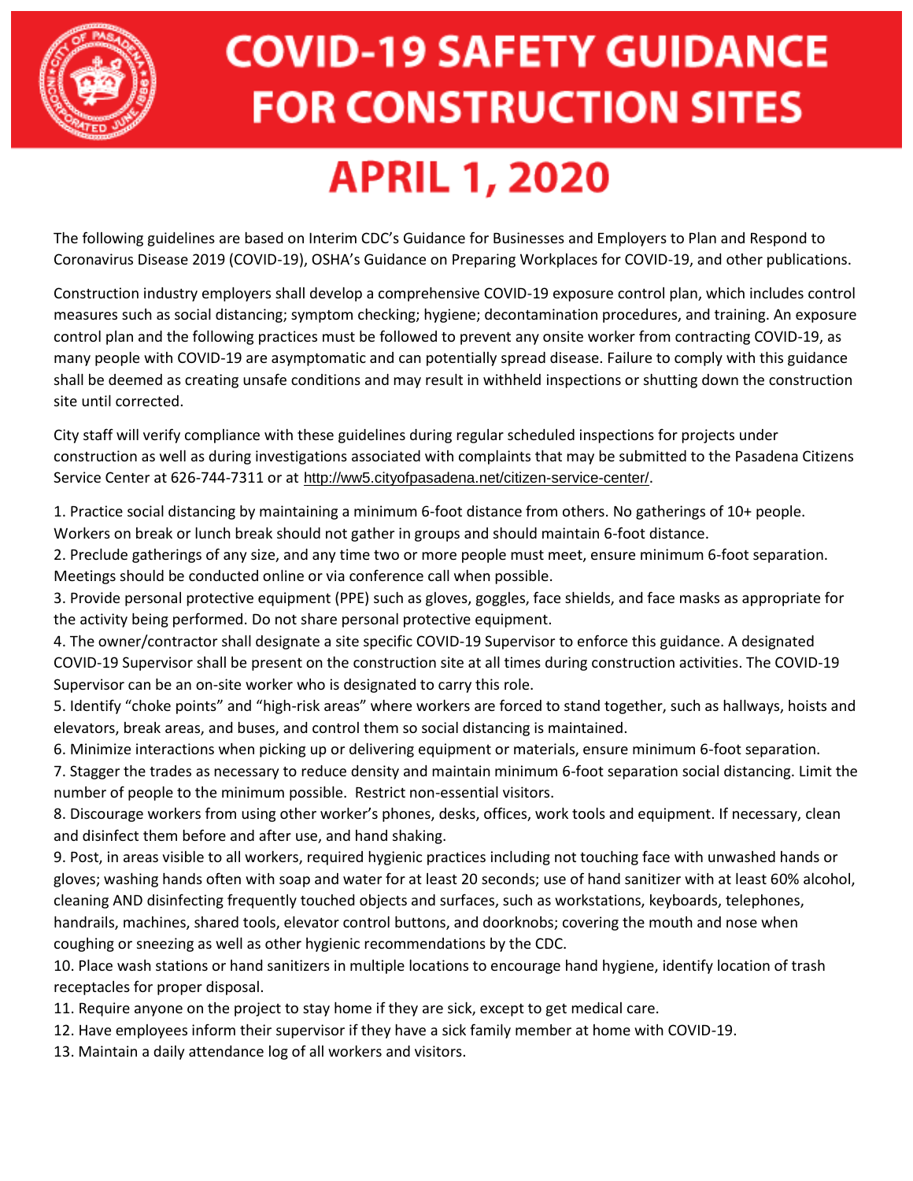# COVID-19 SAFETY GUIDANCE FOR CONSTRUCTION SITES

## APRIL 1, 2020

The following guidelines are based on Interim CDC's Guidance for Businesses and Employers to Plan and Respond to Coronavirus Disease 2019 (COVID-19), OSHA's Guidance on Preparing Workplaces for COVID-19, and other publications.

Construction industry employers shall develop a comprehensive COVID-19 exposure control plan, which includes control measures such as social distancing; symptom checking; hygiene; decontamination procedures, and training. An exposure control plan and the following practices must be followed to prevent any onsite worker from contracting COVID-19, as many people with COVID-19 are asymptomatic and can potentially spread disease. Failure to comply with this guidance shall be deemed as creating unsafe conditions and may result in withheld inspections or shutting down the construction site until corrected.

City staff will verify compliance with these guidelines during regular scheduled inspections for projects under construction as well as during investigations associated with complaints that may be submitted to the Pasadena Citizens Service Center at 626-744-7311 or at http://ww5.cityofpasadena.net/citizen-service-center/.

1. Practice social distancing by maintaining a minimum 6-foot distance from others. No gatherings of 10+ people. Workers on break or lunch break should not gather in groups and should maintain 6-foot distance.
2. Preclude gatherings of any size, and any time two or more people must meet, ensure minimum 6-foot separation. Meetings should be conducted online or via conference call when possible.
3. Provide personal protective equipment (PPE) such as gloves, goggles, face shields, and face masks as appropriate for the activity being performed. Do not share personal protective equipment.
4. The owner/contractor shall designate a site specific COVID-19 Supervisor to enforce this guidance. A designated COVID-19 Supervisor shall be present on the construction site at all times during construction activities. The COVID-19 Supervisor can be an on-site worker who is designated to carry this role.
5. Identify "choke points" and "high-risk areas" where workers are forced to stand together, such as hallways, hoists and elevators, break areas, and buses, and control them so social distancing is maintained.
6. Minimize interactions when picking up or delivering equipment or materials, ensure minimum 6-foot separation.
7. Stagger the trades as necessary to reduce density and maintain minimum 6-foot separation social distancing. Limit the number of people to the minimum possible. Restrict non-essential visitors.
8. Discourage workers from using other worker's phones, desks, offices, work tools and equipment. If necessary, clean and disinfect them before and after use, and hand shaking.
9. Post, in areas visible to all workers, required hygienic practices including not touching face with unwashed hands or gloves; washing hands often with soap and water for at least 20 seconds; use of hand sanitizer with at least 60% alcohol, cleaning AND disinfecting frequently touched objects and surfaces, such as workstations, keyboards, telephones, handrails, machines, shared tools, elevator control buttons, and doorknobs; covering the mouth and nose when coughing or sneezing as well as other hygienic recommendations by the CDC.
10. Place wash stations or hand sanitizers in multiple locations to encourage hand hygiene, identify location of trash receptacles for proper disposal.
11. Require anyone on the project to stay home if they are sick, except to get medical care.
12. Have employees inform their supervisor if they have a sick family member at home with COVID-19.
13. Maintain a daily attendance log of all workers and visitors.